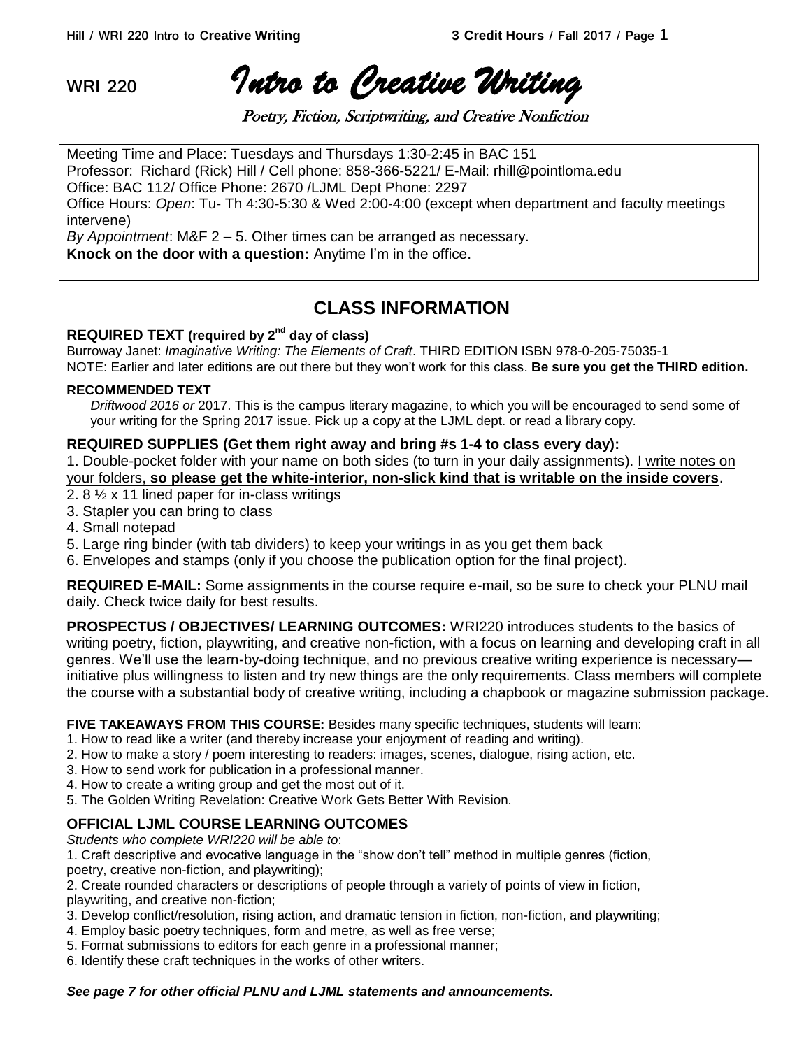# WRI 220 *Intro to Creative Writing*

*Poetry, Fiction, Scriptwriting, and Creative Nonfiction*

Meeting Time and Place: Tuesdays and Thursdays 1:30-2:45 in BAC 151
Professor: Richard (Rick) Hill / Cell phone: 858-366-5221/ E-Mail: rhill@pointloma.edu
Office: BAC 112/ Office Phone: 2670 /LJML Dept Phone: 2297
Office Hours: *Open*: Tu- Th 4:30-5:30 & Wed 2:00-4:00 (except when department and faculty meetings intervene)
*By Appointment*: M&F 2 – 5. Other times can be arranged as necessary.
**Knock on the door with a question:** Anytime I'm in the office.

## CLASS INFORMATION

### REQUIRED TEXT (required by 2nd day of class)

Burroway Janet: *Imaginative Writing: The Elements of Craft*. THIRD EDITION ISBN 978-0-205-75035-1
NOTE: Earlier and later editions are out there but they won't work for this class. **Be sure you get the THIRD edition.**

#### RECOMMENDED TEXT

*Driftwood 2016 or* 2017. This is the campus literary magazine, to which you will be encouraged to send some of your writing for the Spring 2017 issue. Pick up a copy at the LJML dept. or read a library copy.

### REQUIRED SUPPLIES (Get them right away and bring #s 1-4 to class every day):

1. Double-pocket folder with your name on both sides (to turn in your daily assignments). I write notes on your folders, **so please get the white-interior, non-slick kind that is writable on the inside covers**.
2. 8 ½ x 11 lined paper for in-class writings
3. Stapler you can bring to class
4. Small notepad
5. Large ring binder (with tab dividers) to keep your writings in as you get them back
6. Envelopes and stamps (only if you choose the publication option for the final project).

**REQUIRED E-MAIL:** Some assignments in the course require e-mail, so be sure to check your PLNU mail daily. Check twice daily for best results.

**PROSPECTUS / OBJECTIVES/ LEARNING OUTCOMES:** WRI220 introduces students to the basics of writing poetry, fiction, playwriting, and creative non-fiction, with a focus on learning and developing craft in all genres. We'll use the learn-by-doing technique, and no previous creative writing experience is necessary—initiative plus willingness to listen and try new things are the only requirements. Class members will complete the course with a substantial body of creative writing, including a chapbook or magazine submission package.

**FIVE TAKEAWAYS FROM THIS COURSE:** Besides many specific techniques, students will learn:

1. How to read like a writer (and thereby increase your enjoyment of reading and writing).
2. How to make a story / poem interesting to readers: images, scenes, dialogue, rising action, etc.
3. How to send work for publication in a professional manner.
4. How to create a writing group and get the most out of it.
5. The Golden Writing Revelation: Creative Work Gets Better With Revision.

### OFFICIAL LJML COURSE LEARNING OUTCOMES

*Students who complete WRI220 will be able to*:

1. Craft descriptive and evocative language in the "show don't tell" method in multiple genres (fiction, poetry, creative non-fiction, and playwriting);
2. Create rounded characters or descriptions of people through a variety of points of view in fiction, playwriting, and creative non-fiction;
3. Develop conflict/resolution, rising action, and dramatic tension in fiction, non-fiction, and playwriting;
4. Employ basic poetry techniques, form and metre, as well as free verse;
5. Format submissions to editors for each genre in a professional manner;
6. Identify these craft techniques in the works of other writers.

***See page 7 for other official PLNU and LJML statements and announcements.***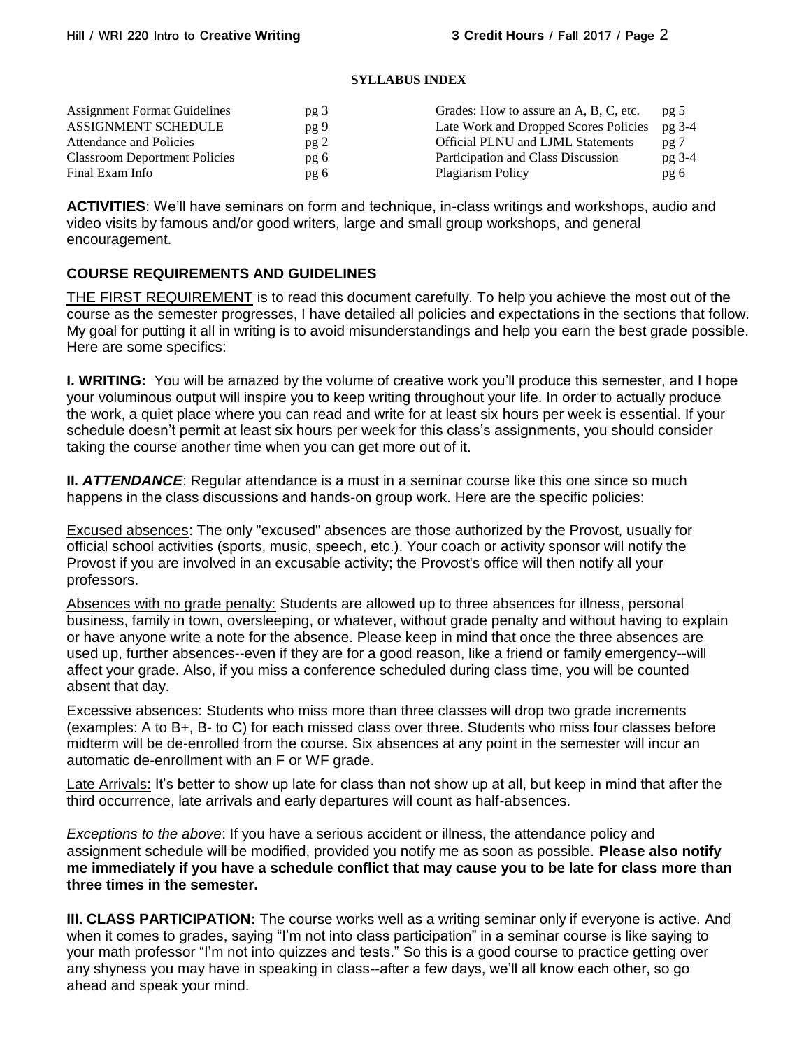**SYLLABUS INDEX**

| | | | |
|---|---|---|---|
| Assignment Format Guidelines | pg 3 | Grades: How to assure an A, B, C, etc. | pg 5 |
| ASSIGNMENT SCHEDULE | pg 9 | Late Work and Dropped Scores Policies | pg 3-4 |
| Attendance and Policies | pg 2 | Official PLNU and LJML Statements | pg 7 |
| Classroom Deportment Policies | pg 6 | Participation and Class Discussion | pg 3-4 |
| Final Exam Info | pg 6 | Plagiarism Policy | pg 6 |

**ACTIVITIES**: We'll have seminars on form and technique, in-class writings and workshops, audio and video visits by famous and/or good writers, large and small group workshops, and general encouragement.

## COURSE REQUIREMENTS AND GUIDELINES

THE FIRST REQUIREMENT is to read this document carefully. To help you achieve the most out of the course as the semester progresses, I have detailed all policies and expectations in the sections that follow. My goal for putting it all in writing is to avoid misunderstandings and help you earn the best grade possible. Here are some specifics:

**I. WRITING:** You will be amazed by the volume of creative work you'll produce this semester, and I hope your voluminous output will inspire you to keep writing throughout your life. In order to actually produce the work, a quiet place where you can read and write for at least six hours per week is essential. If your schedule doesn't permit at least six hours per week for this class's assignments, you should consider taking the course another time when you can get more out of it.

**II. *ATTENDANCE***: Regular attendance is a must in a seminar course like this one since so much happens in the class discussions and hands-on group work. Here are the specific policies:

Excused absences: The only "excused" absences are those authorized by the Provost, usually for official school activities (sports, music, speech, etc.). Your coach or activity sponsor will notify the Provost if you are involved in an excusable activity; the Provost's office will then notify all your professors.

Absences with no grade penalty: Students are allowed up to three absences for illness, personal business, family in town, oversleeping, or whatever, without grade penalty and without having to explain or have anyone write a note for the absence. Please keep in mind that once the three absences are used up, further absences--even if they are for a good reason, like a friend or family emergency--will affect your grade. Also, if you miss a conference scheduled during class time, you will be counted absent that day.

Excessive absences: Students who miss more than three classes will drop two grade increments (examples: A to B+, B- to C) for each missed class over three. Students who miss four classes before midterm will be de-enrolled from the course. Six absences at any point in the semester will incur an automatic de-enrollment with an F or WF grade.

Late Arrivals: It's better to show up late for class than not show up at all, but keep in mind that after the third occurrence, late arrivals and early departures will count as half-absences.

*Exceptions to the above*: If you have a serious accident or illness, the attendance policy and assignment schedule will be modified, provided you notify me as soon as possible. **Please also notify me immediately if you have a schedule conflict that may cause you to be late for class more than three times in the semester.**

**III. CLASS PARTICIPATION:** The course works well as a writing seminar only if everyone is active. And when it comes to grades, saying "I'm not into class participation" in a seminar course is like saying to your math professor "I'm not into quizzes and tests." So this is a good course to practice getting over any shyness you may have in speaking in class--after a few days, we'll all know each other, so go ahead and speak your mind.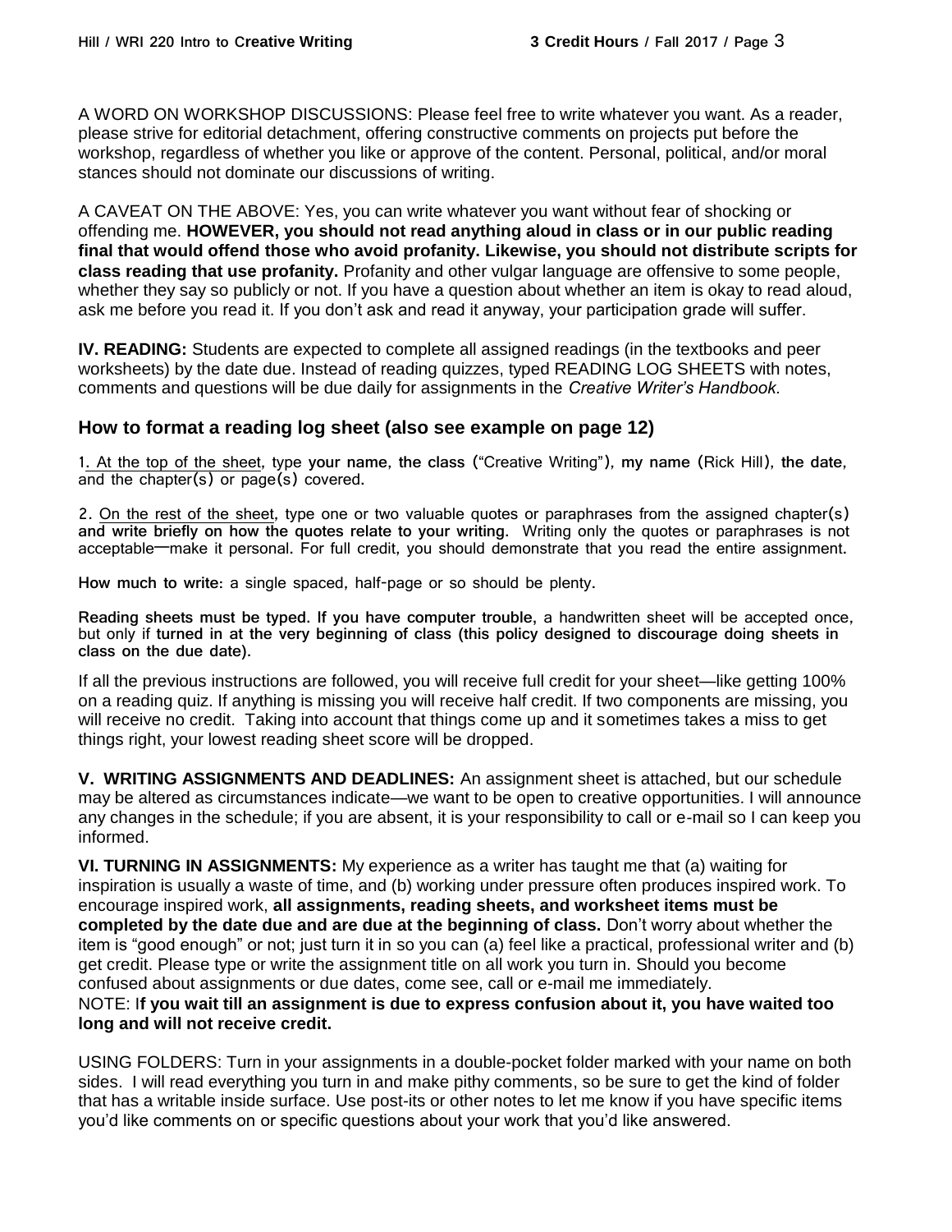A WORD ON WORKSHOP DISCUSSIONS: Please feel free to write whatever you want. As a reader, please strive for editorial detachment, offering constructive comments on projects put before the workshop, regardless of whether you like or approve of the content. Personal, political, and/or moral stances should not dominate our discussions of writing.

A CAVEAT ON THE ABOVE: Yes, you can write whatever you want without fear of shocking or offending me. **HOWEVER, you should not read anything aloud in class or in our public reading final that would offend those who avoid profanity. Likewise, you should not distribute scripts for class reading that use profanity.** Profanity and other vulgar language are offensive to some people, whether they say so publicly or not. If you have a question about whether an item is okay to read aloud, ask me before you read it. If you don't ask and read it anyway, your participation grade will suffer.

**IV. READING:** Students are expected to complete all assigned readings (in the textbooks and peer worksheets) by the date due. Instead of reading quizzes, typed READING LOG SHEETS with notes, comments and questions will be due daily for assignments in the *Creative Writer's Handbook.*

## How to format a reading log sheet (also see example on page 12)

1. At the top of the sheet, type **your name, the class** ("Creative Writing"), **my name** (Rick Hill), **the date**, and the chapter(s) or page(s) covered.

2. On the rest of the sheet, type one or two valuable quotes or paraphrases from the assigned chapter(s) **and write briefly on how the quotes relate to your writing.** Writing only the quotes or paraphrases is not acceptable—make it personal. For full credit, you should demonstrate that you read the entire assignment.

**How much to write:** a single spaced, half-page or so should be plenty.

**Reading sheets must be typed. If you have computer trouble,** a handwritten sheet will be accepted once, but only if **turned in at the very beginning of class (this policy designed to discourage doing sheets in class on the due date).**

If all the previous instructions are followed, you will receive full credit for your sheet—like getting 100% on a reading quiz. If anything is missing you will receive half credit. If two components are missing, you will receive no credit. Taking into account that things come up and it sometimes takes a miss to get things right, your lowest reading sheet score will be dropped.

**V. WRITING ASSIGNMENTS AND DEADLINES:** An assignment sheet is attached, but our schedule may be altered as circumstances indicate—we want to be open to creative opportunities. I will announce any changes in the schedule; if you are absent, it is your responsibility to call or e-mail so I can keep you informed.

**VI. TURNING IN ASSIGNMENTS:** My experience as a writer has taught me that (a) waiting for inspiration is usually a waste of time, and (b) working under pressure often produces inspired work. To encourage inspired work, **all assignments, reading sheets, and worksheet items must be completed by the date due and are due at the beginning of class.** Don't worry about whether the item is "good enough" or not; just turn it in so you can (a) feel like a practical, professional writer and (b) get credit. Please type or write the assignment title on all work you turn in. Should you become confused about assignments or due dates, come see, call or e-mail me immediately.
NOTE: I**f you wait till an assignment is due to express confusion about it, you have waited too long and will not receive credit.**

USING FOLDERS: Turn in your assignments in a double-pocket folder marked with your name on both sides. I will read everything you turn in and make pithy comments, so be sure to get the kind of folder that has a writable inside surface. Use post-its or other notes to let me know if you have specific items you'd like comments on or specific questions about your work that you'd like answered.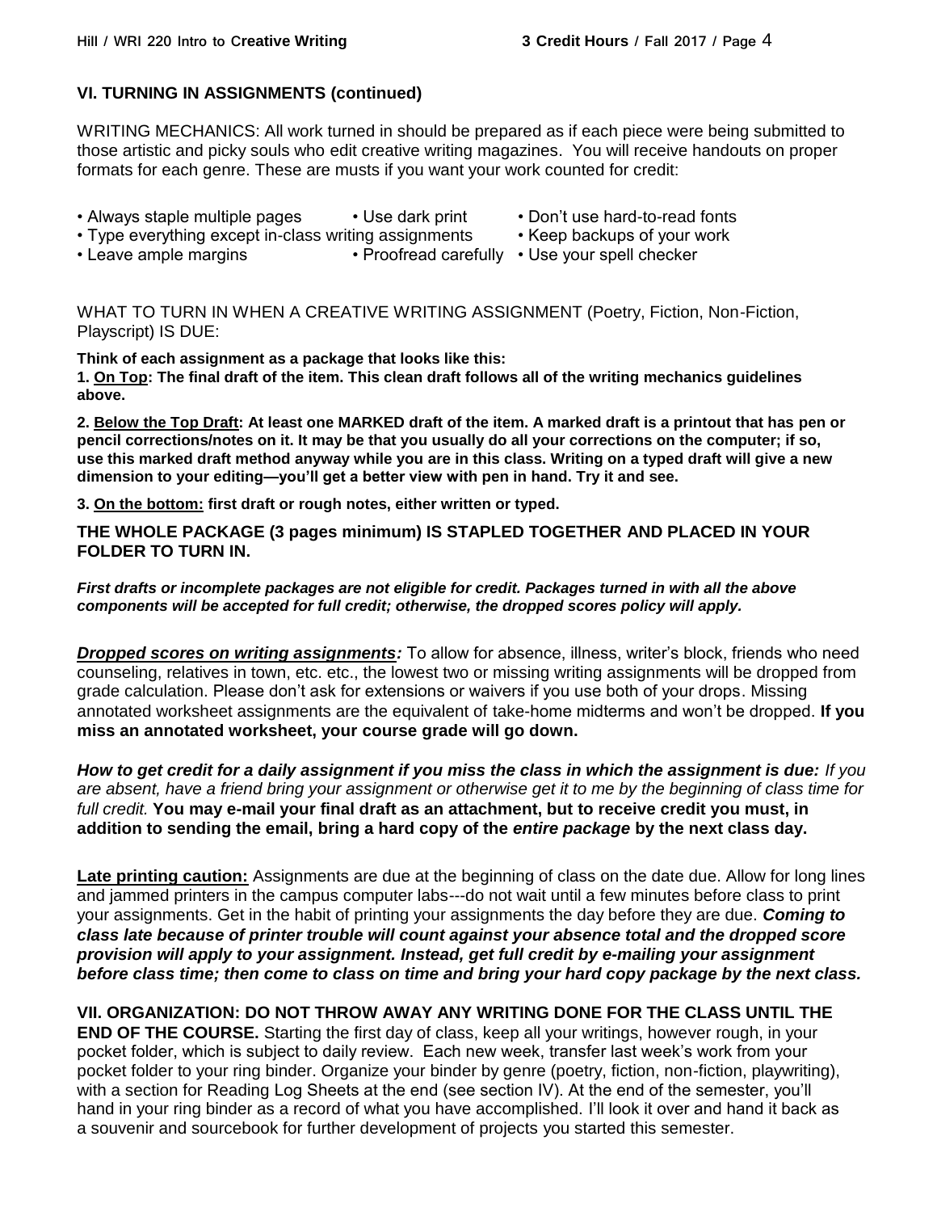## VI. TURNING IN ASSIGNMENTS (continued)

WRITING MECHANICS: All work turned in should be prepared as if each piece were being submitted to those artistic and picky souls who edit creative writing magazines. You will receive handouts on proper formats for each genre. These are musts if you want your work counted for credit:

- Always staple multiple pages
- Use dark print
- Don't use hard-to-read fonts
- Type everything except in-class writing assignments
- Keep backups of your work
- Leave ample margins
- Proofread carefully
- Use your spell checker

WHAT TO TURN IN WHEN A CREATIVE WRITING ASSIGNMENT (Poetry, Fiction, Non-Fiction, Playscript) IS DUE:

**Think of each assignment as a package that looks like this:**

**1. <u>On Top</u>: The final draft of the item. This clean draft follows all of the writing mechanics guidelines above.**

**2. <u>Below the Top Draft</u>: At least one MARKED draft of the item. A marked draft is a printout that has pen or pencil corrections/notes on it. It may be that you usually do all your corrections on the computer; if so, use this marked draft method anyway while you are in this class. Writing on a typed draft will give a new dimension to your editing—you'll get a better view with pen in hand. Try it and see.**

**3. <u>On the bottom:</u> first draft or rough notes, either written or typed.**

**THE WHOLE PACKAGE (3 pages minimum) IS STAPLED TOGETHER AND PLACED IN YOUR FOLDER TO TURN IN.**

***First drafts or incomplete packages are not eligible for credit. Packages turned in with all the above components will be accepted for full credit; otherwise, the dropped scores policy will apply.***

***<u>Dropped scores on writing assignments</u>:*** To allow for absence, illness, writer's block, friends who need counseling, relatives in town, etc. etc., the lowest two or missing writing assignments will be dropped from grade calculation. Please don't ask for extensions or waivers if you use both of your drops. Missing annotated worksheet assignments are the equivalent of take-home midterms and won't be dropped. **If you miss an annotated worksheet, your course grade will go down.**

***How to get credit for a daily assignment if you miss the class in which the assignment is due:*** *If you are absent, have a friend bring your assignment or otherwise get it to me by the beginning of class time for full credit.* **You may e-mail your final draft as an attachment, but to receive credit you must, in addition to sending the email, bring a hard copy of the *entire package* by the next class day.**

**<u>Late printing caution:</u>** Assignments are due at the beginning of class on the date due. Allow for long lines and jammed printers in the campus computer labs---do not wait until a few minutes before class to print your assignments. Get in the habit of printing your assignments the day before they are due. ***Coming to class late because of printer trouble will count against your absence total and the dropped score provision will apply to your assignment. Instead, get full credit by e-mailing your assignment before class time; then come to class on time and bring your hard copy package by the next class.***

**VII. ORGANIZATION: DO NOT THROW AWAY ANY WRITING DONE FOR THE CLASS UNTIL THE END OF THE COURSE.** Starting the first day of class, keep all your writings, however rough, in your pocket folder, which is subject to daily review. Each new week, transfer last week's work from your pocket folder to your ring binder. Organize your binder by genre (poetry, fiction, non-fiction, playwriting), with a section for Reading Log Sheets at the end (see section IV). At the end of the semester, you'll hand in your ring binder as a record of what you have accomplished. I'll look it over and hand it back as a souvenir and sourcebook for further development of projects you started this semester.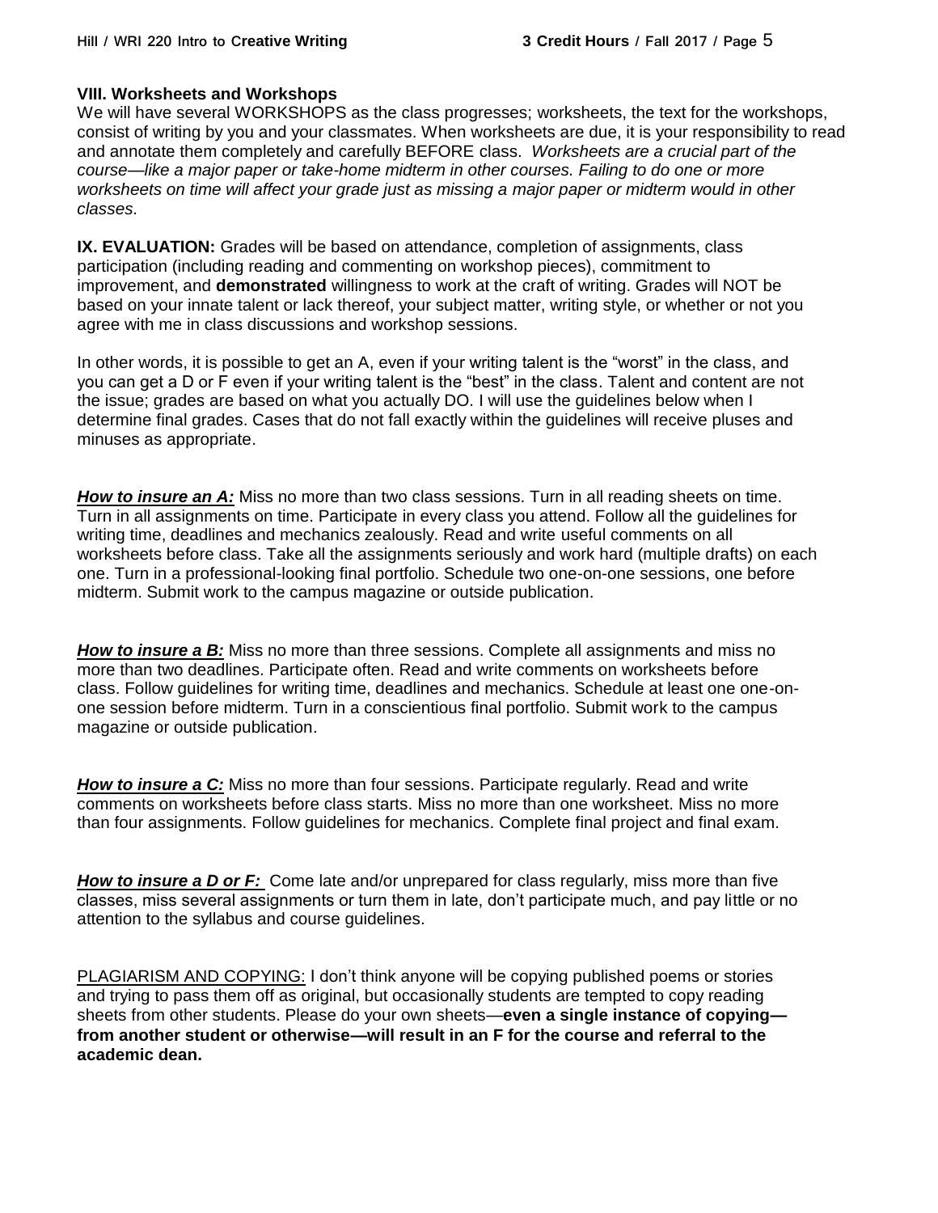### VIII. Worksheets and Workshops

We will have several WORKSHOPS as the class progresses; worksheets, the text for the workshops, consist of writing by you and your classmates. When worksheets are due, it is your responsibility to read and annotate them completely and carefully BEFORE class. *Worksheets are a crucial part of the course—like a major paper or take-home midterm in other courses. Failing to do one or more worksheets on time will affect your grade just as missing a major paper or midterm would in other classes.*

**IX. EVALUATION:** Grades will be based on attendance, completion of assignments, class participation (including reading and commenting on workshop pieces), commitment to improvement, and **demonstrated** willingness to work at the craft of writing. Grades will NOT be based on your innate talent or lack thereof, your subject matter, writing style, or whether or not you agree with me in class discussions and workshop sessions.

In other words, it is possible to get an A, even if your writing talent is the "worst" in the class, and you can get a D or F even if your writing talent is the "best" in the class. Talent and content are not the issue; grades are based on what you actually DO. I will use the guidelines below when I determine final grades. Cases that do not fall exactly within the guidelines will receive pluses and minuses as appropriate.

***How to insure an A:*** Miss no more than two class sessions. Turn in all reading sheets on time. Turn in all assignments on time. Participate in every class you attend. Follow all the guidelines for writing time, deadlines and mechanics zealously. Read and write useful comments on all worksheets before class. Take all the assignments seriously and work hard (multiple drafts) on each one. Turn in a professional-looking final portfolio. Schedule two one-on-one sessions, one before midterm. Submit work to the campus magazine or outside publication.

***How to insure a B:*** Miss no more than three sessions. Complete all assignments and miss no more than two deadlines. Participate often. Read and write comments on worksheets before class. Follow guidelines for writing time, deadlines and mechanics. Schedule at least one one-on-one session before midterm. Turn in a conscientious final portfolio. Submit work to the campus magazine or outside publication.

***How to insure a C:*** Miss no more than four sessions. Participate regularly. Read and write comments on worksheets before class starts. Miss no more than one worksheet. Miss no more than four assignments. Follow guidelines for mechanics. Complete final project and final exam.

***How to insure a D or F:*** Come late and/or unprepared for class regularly, miss more than five classes, miss several assignments or turn them in late, don't participate much, and pay little or no attention to the syllabus and course guidelines.

PLAGIARISM AND COPYING: I don't think anyone will be copying published poems or stories and trying to pass them off as original, but occasionally students are tempted to copy reading sheets from other students. Please do your own sheets—**even a single instance of copying—from another student or otherwise—will result in an F for the course and referral to the academic dean.**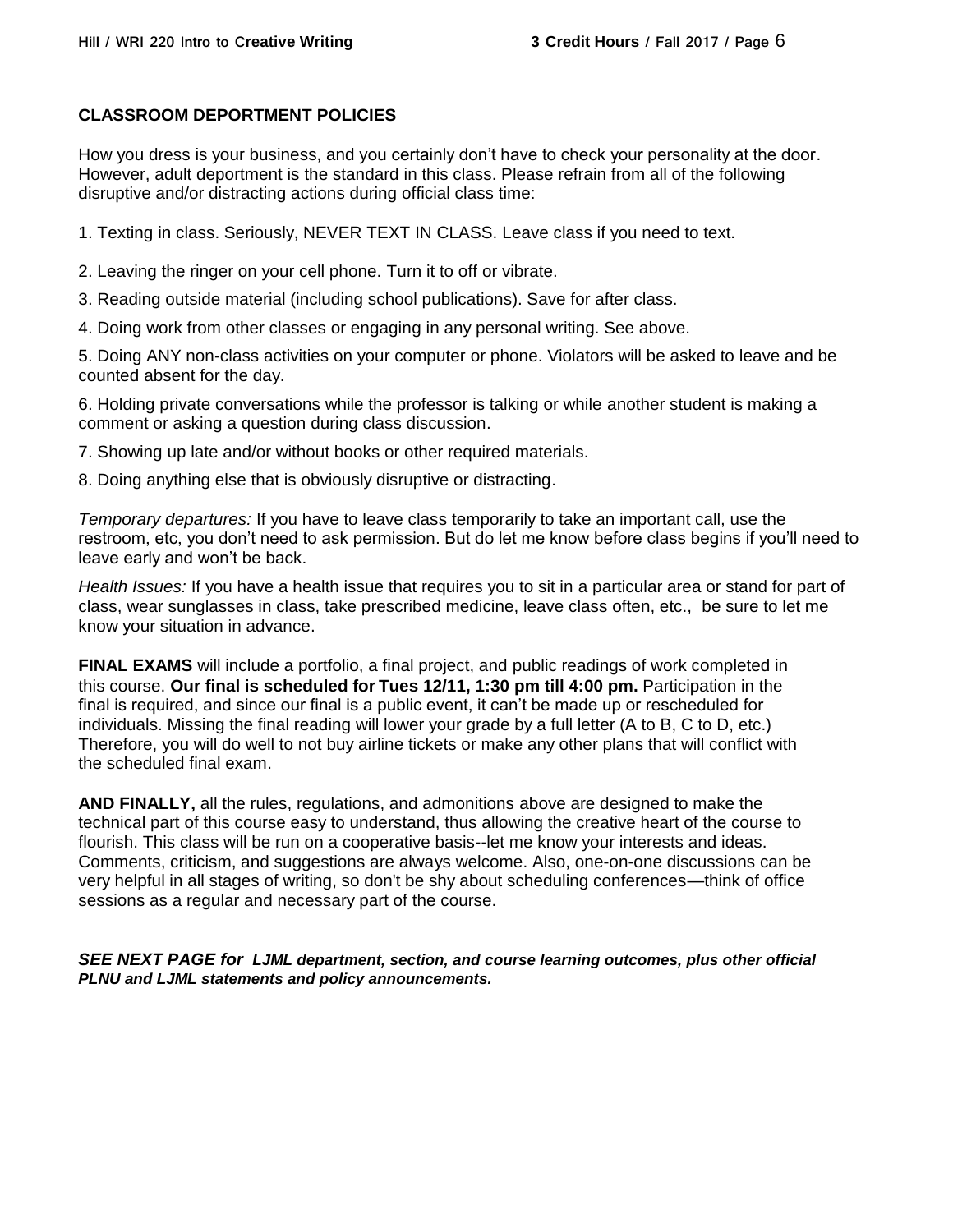## CLASSROOM DEPORTMENT POLICIES

How you dress is your business, and you certainly don't have to check your personality at the door. However, adult deportment is the standard in this class. Please refrain from all of the following disruptive and/or distracting actions during official class time:

1. Texting in class. Seriously, NEVER TEXT IN CLASS. Leave class if you need to text.
2. Leaving the ringer on your cell phone. Turn it to off or vibrate.
3. Reading outside material (including school publications). Save for after class.
4. Doing work from other classes or engaging in any personal writing. See above.
5. Doing ANY non-class activities on your computer or phone. Violators will be asked to leave and be counted absent for the day.
6. Holding private conversations while the professor is talking or while another student is making a comment or asking a question during class discussion.
7. Showing up late and/or without books or other required materials.
8. Doing anything else that is obviously disruptive or distracting.

*Temporary departures:* If you have to leave class temporarily to take an important call, use the restroom, etc, you don't need to ask permission. But do let me know before class begins if you'll need to leave early and won't be back.

*Health Issues:* If you have a health issue that requires you to sit in a particular area or stand for part of class, wear sunglasses in class, take prescribed medicine, leave class often, etc., be sure to let me know your situation in advance.

**FINAL EXAMS** will include a portfolio, a final project, and public readings of work completed in this course. **Our final is scheduled for Tues 12/11, 1:30 pm till 4:00 pm.** Participation in the final is required, and since our final is a public event, it can't be made up or rescheduled for individuals. Missing the final reading will lower your grade by a full letter (A to B, C to D, etc.) Therefore, you will do well to not buy airline tickets or make any other plans that will conflict with the scheduled final exam.

**AND FINALLY,** all the rules, regulations, and admonitions above are designed to make the technical part of this course easy to understand, thus allowing the creative heart of the course to flourish. This class will be run on a cooperative basis--let me know your interests and ideas. Comments, criticism, and suggestions are always welcome. Also, one-on-one discussions can be very helpful in all stages of writing, so don't be shy about scheduling conferences—think of office sessions as a regular and necessary part of the course.

***SEE NEXT PAGE for LJML department, section, and course learning outcomes, plus other official PLNU and LJML statements and policy announcements.***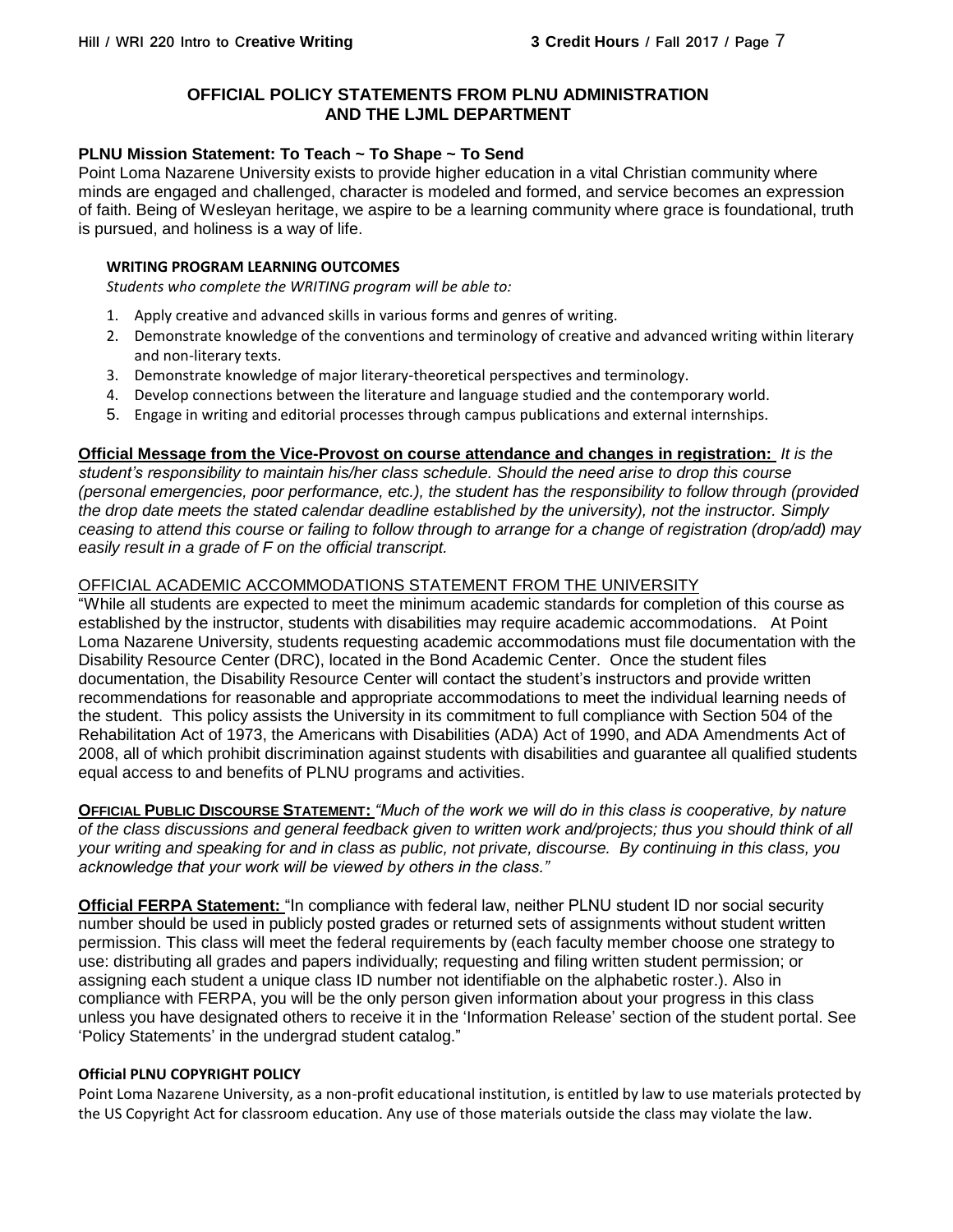## OFFICIAL POLICY STATEMENTS FROM PLNU ADMINISTRATION AND THE LJML DEPARTMENT

**PLNU Mission Statement: To Teach ~ To Shape ~ To Send**

Point Loma Nazarene University exists to provide higher education in a vital Christian community where minds are engaged and challenged, character is modeled and formed, and service becomes an expression of faith. Being of Wesleyan heritage, we aspire to be a learning community where grace is foundational, truth is pursued, and holiness is a way of life.

**WRITING PROGRAM LEARNING OUTCOMES**

*Students who complete the WRITING program will be able to:*

1. Apply creative and advanced skills in various forms and genres of writing.
2. Demonstrate knowledge of the conventions and terminology of creative and advanced writing within literary and non-literary texts.
3. Demonstrate knowledge of major literary-theoretical perspectives and terminology.
4. Develop connections between the literature and language studied and the contemporary world.
5. Engage in writing and editorial processes through campus publications and external internships.

**Official Message from the Vice-Provost on course attendance and changes in registration:** *It is the student's responsibility to maintain his/her class schedule. Should the need arise to drop this course (personal emergencies, poor performance, etc.), the student has the responsibility to follow through (provided the drop date meets the stated calendar deadline established by the university), not the instructor. Simply ceasing to attend this course or failing to follow through to arrange for a change of registration (drop/add) may easily result in a grade of F on the official transcript.*

OFFICIAL ACADEMIC ACCOMMODATIONS STATEMENT FROM THE UNIVERSITY

"While all students are expected to meet the minimum academic standards for completion of this course as established by the instructor, students with disabilities may require academic accommodations. At Point Loma Nazarene University, students requesting academic accommodations must file documentation with the Disability Resource Center (DRC), located in the Bond Academic Center. Once the student files documentation, the Disability Resource Center will contact the student's instructors and provide written recommendations for reasonable and appropriate accommodations to meet the individual learning needs of the student. This policy assists the University in its commitment to full compliance with Section 504 of the Rehabilitation Act of 1973, the Americans with Disabilities (ADA) Act of 1990, and ADA Amendments Act of 2008, all of which prohibit discrimination against students with disabilities and guarantee all qualified students equal access to and benefits of PLNU programs and activities.

**OFFICIAL PUBLIC DISCOURSE STATEMENT:** *"Much of the work we will do in this class is cooperative, by nature of the class discussions and general feedback given to written work and/projects; thus you should think of all your writing and speaking for and in class as public, not private, discourse. By continuing in this class, you acknowledge that your work will be viewed by others in the class."*

**Official FERPA Statement:** "In compliance with federal law, neither PLNU student ID nor social security number should be used in publicly posted grades or returned sets of assignments without student written permission. This class will meet the federal requirements by (each faculty member choose one strategy to use: distributing all grades and papers individually; requesting and filing written student permission; or assigning each student a unique class ID number not identifiable on the alphabetic roster.). Also in compliance with FERPA, you will be the only person given information about your progress in this class unless you have designated others to receive it in the 'Information Release' section of the student portal. See 'Policy Statements' in the undergrad student catalog."

**Official PLNU COPYRIGHT POLICY**

Point Loma Nazarene University, as a non-profit educational institution, is entitled by law to use materials protected by the US Copyright Act for classroom education. Any use of those materials outside the class may violate the law.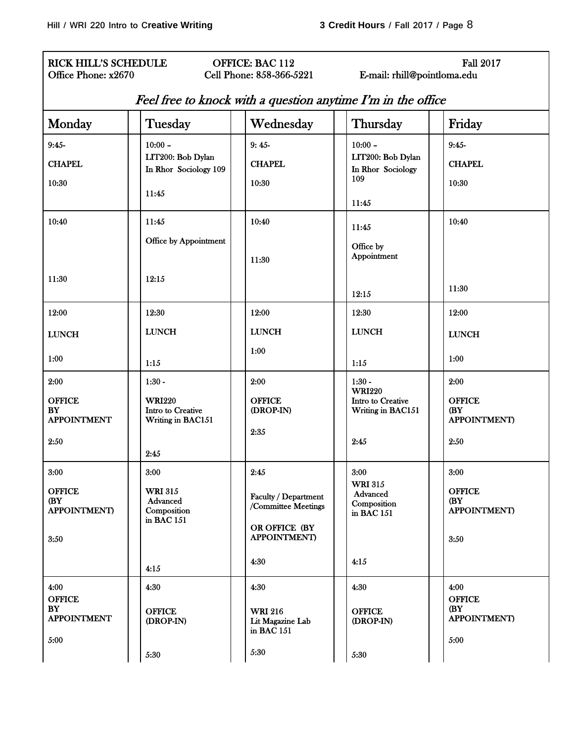**RICK HILL'S SCHEDULE** | **OFFICE: BAC 112** | **Fall 2017**

Office Phone: x2670 | Cell Phone: 858-366-5221 | E-mail: rhill@pointloma.edu

*Feel free to knock with a question anytime I'm in the office*

| Monday | Tuesday | Wednesday | Thursday | Friday |
|---|---|---|---|---|
| 9:45- **CHAPEL** 10:30 | 10:00 – LIT200: Bob Dylan In Rhor Sociology 109 11:45 | 9: 45- **CHAPEL** 10:30 | 10:00 – LIT200: Bob Dylan In Rhor Sociology 109 11:45 | 9:45- **CHAPEL** 10:30 |
| 10:40 11:30 | 11:45 Office by Appointment 12:15 | 10:40 11:30 | 11:45 Office by Appointment 12:15 | 10:40 11:30 |
| 12:00 **LUNCH** 1:00 | 12:30 **LUNCH** 1:15 | 12:00 **LUNCH** 1:00 | 12:30 **LUNCH** 1:15 | 12:00 **LUNCH** 1:00 |
| 2:00 **OFFICE BY APPOINTMENT** 2:50 | 1:30 - **WRI220** Intro to Creative Writing in BAC151 2:45 | 2:00 **OFFICE (DROP-IN)** 2:35 | 1:30 - **WRI220** Intro to Creative Writing in BAC151 2:45 | 2:00 **OFFICE (BY APPOINTMENT)** 2:50 |
| 3:00 **OFFICE (BY APPOINTMENT)** 3:50 | 3:00 **WRI 315** Advanced Composition in BAC 151 4:15 | 2:45 Faculty / Department /Committee Meetings **OR OFFICE (BY APPOINTMENT)** 4:30 | 3:00 **WRI 315** Advanced Composition in BAC 151 4:15 | 3:00 **OFFICE (BY APPOINTMENT)** 3:50 |
| 4:00 **OFFICE BY APPOINTMENT** 5:00 | 4:30 **OFFICE (DROP-IN)** 5:30 | 4:30 **WRI 216** Lit Magazine Lab in BAC 151 5:30 | 4:30 **OFFICE (DROP-IN)** 5:30 | 4:00 **OFFICE (BY APPOINTMENT)** 5:00 |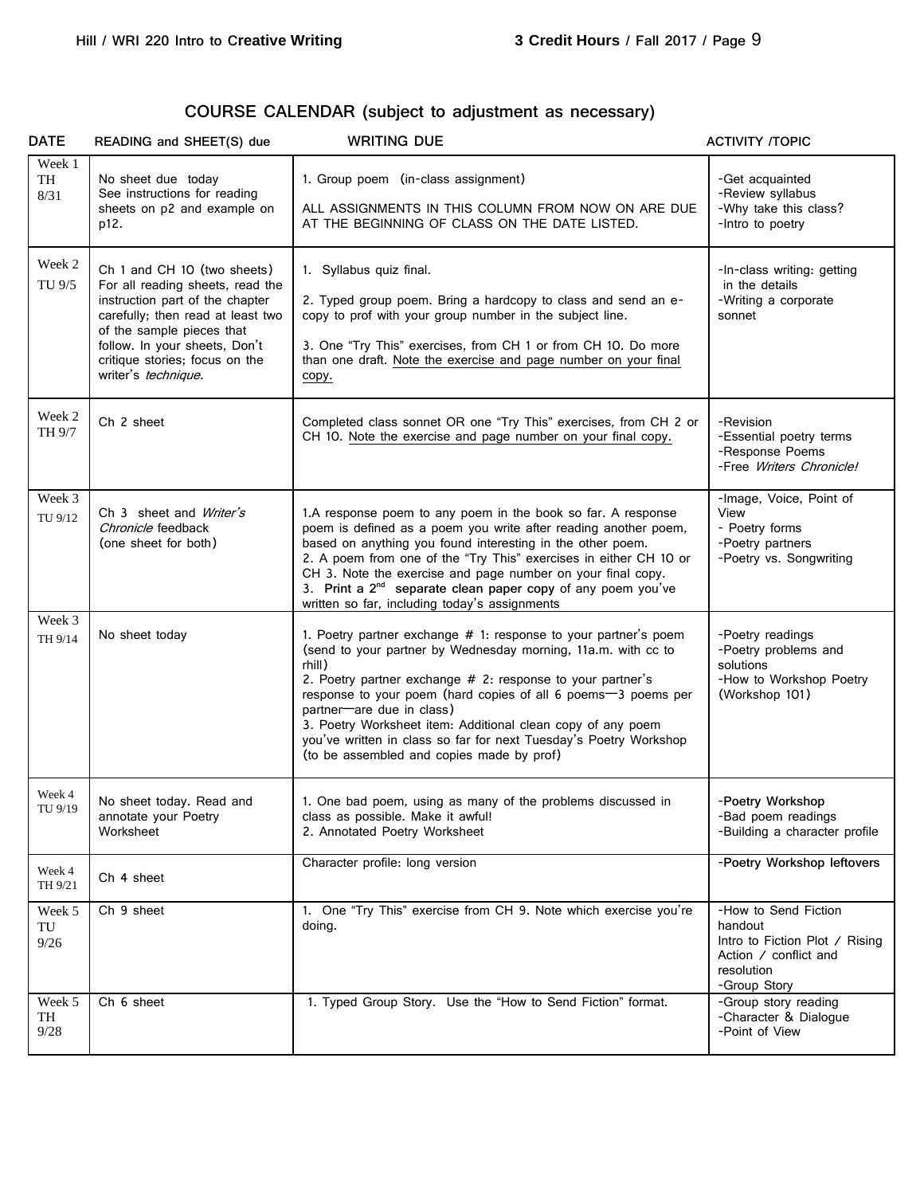## COURSE CALENDAR (subject to adjustment as necessary)

| DATE | READING and SHEET(S) due | WRITING DUE | ACTIVITY /TOPIC |
|---|---|---|---|
| Week 1 TH 8/31 | No sheet due today<br>See instructions for reading sheets on p2 and example on p12. | 1. Group poem (in-class assignment)<br><br>ALL ASSIGNMENTS IN THIS COLUMN FROM NOW ON ARE DUE AT THE BEGINNING OF CLASS ON THE DATE LISTED. | -Get acquainted<br>-Review syllabus<br>-Why take this class?<br>-Intro to poetry |
| Week 2 TU 9/5 | Ch 1 and CH 10 (two sheets)<br>For all reading sheets, read the instruction part of the chapter carefully; then read at least two of the sample pieces that follow. In your sheets, Don't critique stories; focus on the writer's *technique.* | 1. Syllabus quiz final.<br><br>2. Typed group poem. Bring a hardcopy to class and send an e-copy to prof with your group number in the subject line.<br><br>3. One "Try This" exercises, from CH 1 or from CH 10. Do more than one draft. Note the exercise and page number on your final copy. | -In-class writing: getting in the details<br>-Writing a corporate sonnet |
| Week 2 TH 9/7 | Ch 2 sheet | Completed class sonnet OR one "Try This" exercises, from CH 2 or CH 10. Note the exercise and page number on your final copy. | -Revision<br>-Essential poetry terms<br>-Response Poems<br>-Free *Writers Chronicle!* |
| Week 3 TU 9/12 | Ch 3 sheet and *Writer's Chronicle* feedback (one sheet for both) | 1.A response poem to any poem in the book so far. A response poem is defined as a poem you write after reading another poem, based on anything you found interesting in the other poem.<br>2. A poem from one of the "Try This" exercises in either CH 10 or CH 3. Note the exercise and page number on your final copy.<br>3. **Print a 2nd separate clean paper copy** of any poem you've written so far, including today's assignments | -Image, Voice, Point of View<br>- Poetry forms<br>-Poetry partners<br>-Poetry vs. Songwriting |
| Week 3 TH 9/14 | No sheet today | 1. Poetry partner exchange # 1: response to your partner's poem (send to your partner by Wednesday morning, 11a.m. with cc to rhill)<br>2. Poetry partner exchange # 2: response to your partner's response to your poem (hard copies of all 6 poems—3 poems per partner—are due in class)<br>3. Poetry Worksheet item: Additional clean copy of any poem you've written in class so far for next Tuesday's Poetry Workshop (to be assembled and copies made by prof) | -Poetry readings<br>-Poetry problems and solutions<br>-How to Workshop Poetry (Workshop 101) |
| Week 4 TU 9/19 | No sheet today. Read and annotate your Poetry Worksheet | 1. One bad poem, using as many of the problems discussed in class as possible. Make it awful!<br>2. Annotated Poetry Worksheet | -**Poetry Workshop**<br>-Bad poem readings<br>-Building a character profile |
| Week 4 TH 9/21 | Ch 4 sheet | Character profile: long version | -**Poetry Workshop leftovers** |
| Week 5 TU 9/26 | Ch 9 sheet | 1. One "Try This" exercise from CH 9. Note which exercise you're doing. | -How to Send Fiction handout<br>Intro to Fiction Plot / Rising Action / conflict and resolution<br>-Group Story |
| Week 5 TH 9/28 | Ch 6 sheet | 1. Typed Group Story. Use the "How to Send Fiction" format. | -Group story reading<br>-Character & Dialogue<br>-Point of View |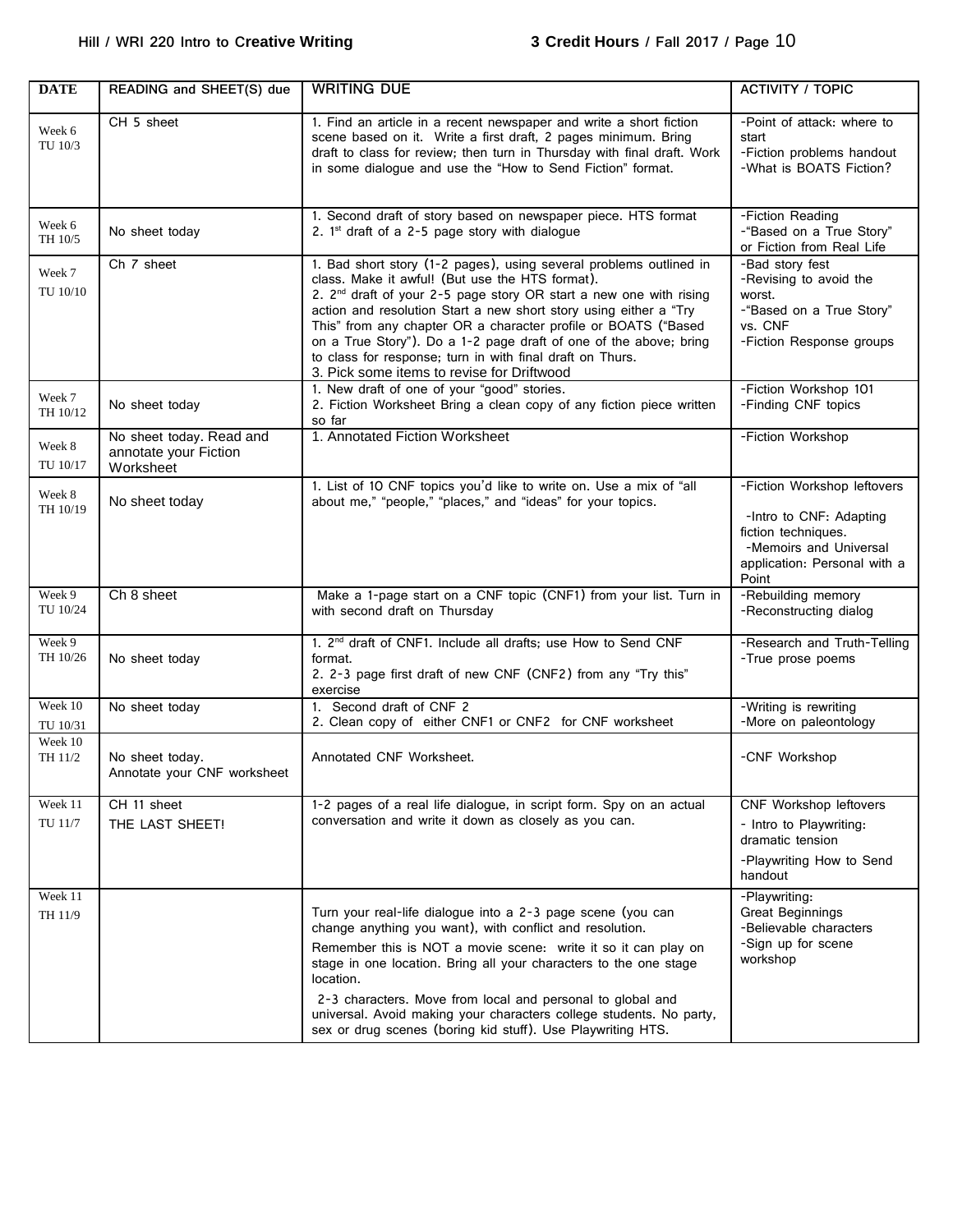| DATE | READING and SHEET(S) due | WRITING DUE | ACTIVITY / TOPIC |
|---|---|---|---|
| Week 6 TU 10/3 | CH 5 sheet | 1. Find an article in a recent newspaper and write a short fiction scene based on it. Write a first draft, 2 pages minimum. Bring draft to class for review; then turn in Thursday with final draft. Work in some dialogue and use the "How to Send Fiction" format. | -Point of attack: where to start<br>-Fiction problems handout<br>-What is BOATS Fiction? |
| Week 6 TH 10/5 | No sheet today | 1. Second draft of story based on newspaper piece. HTS format<br>2. 1st draft of a 2-5 page story with dialogue | -Fiction Reading<br>-"Based on a True Story" or Fiction from Real Life |
| Week 7 TU 10/10 | Ch 7 sheet | 1. Bad short story (1-2 pages), using several problems outlined in class. Make it awful! (But use the HTS format).<br>2. 2nd draft of your 2-5 page story OR start a new one with rising action and resolution Start a new short story using either a "Try This" from any chapter OR a character profile or BOATS ("Based on a True Story"). Do a 1-2 page draft of one of the above; bring to class for response; turn in with final draft on Thurs.<br>3. Pick some items to revise for Driftwood | -Bad story fest<br>-Revising to avoid the worst.<br>-"Based on a True Story" vs. CNF<br>-Fiction Response groups |
| Week 7 TH 10/12 | No sheet today | 1. New draft of one of your "good" stories.<br>2. Fiction Worksheet Bring a clean copy of any fiction piece written so far | -Fiction Workshop 101<br>-Finding CNF topics |
| Week 8 TU 10/17 | No sheet today. Read and annotate your Fiction Worksheet | 1. Annotated Fiction Worksheet | -Fiction Workshop |
| Week 8 TH 10/19 | No sheet today | 1. List of 10 CNF topics you'd like to write on. Use a mix of "all about me," "people," "places," and "ideas" for your topics. | -Fiction Workshop leftovers<br>-Intro to CNF: Adapting fiction techniques.<br>-Memoirs and Universal application: Personal with a Point |
| Week 9 TU 10/24 | Ch 8 sheet | Make a 1-page start on a CNF topic (CNF1) from your list. Turn in with second draft on Thursday | -Rebuilding memory<br>-Reconstructing dialog |
| Week 9 TH 10/26 | No sheet today | 1. 2nd draft of CNF1. Include all drafts; use How to Send CNF format.<br>2. 2-3 page first draft of new CNF (CNF2) from any "Try this" exercise | -Research and Truth-Telling<br>-True prose poems |
| Week 10 TU 10/31 | No sheet today | 1. Second draft of CNF 2<br>2. Clean copy of either CNF1 or CNF2 for CNF worksheet | -Writing is rewriting<br>-More on paleontology |
| Week 10 TH 11/2 | No sheet today. Annotate your CNF worksheet | Annotated CNF Worksheet. | -CNF Workshop |
| Week 11 TU 11/7 | CH 11 sheet<br>THE LAST SHEET! | 1-2 pages of a real life dialogue, in script form. Spy on an actual conversation and write it down as closely as you can. | CNF Workshop leftovers<br>- Intro to Playwriting: dramatic tension<br>-Playwriting How to Send handout |
| Week 11 TH 11/9 | | Turn your real-life dialogue into a 2-3 page scene (you can change anything you want), with conflict and resolution.<br>Remember this is NOT a movie scene: write it so it can play on stage in one location. Bring all your characters to the one stage location.<br>2-3 characters. Move from local and personal to global and universal. Avoid making your characters college students. No party, sex or drug scenes (boring kid stuff). Use Playwriting HTS. | -Playwriting: Great Beginnings<br>-Believable characters<br>-Sign up for scene workshop |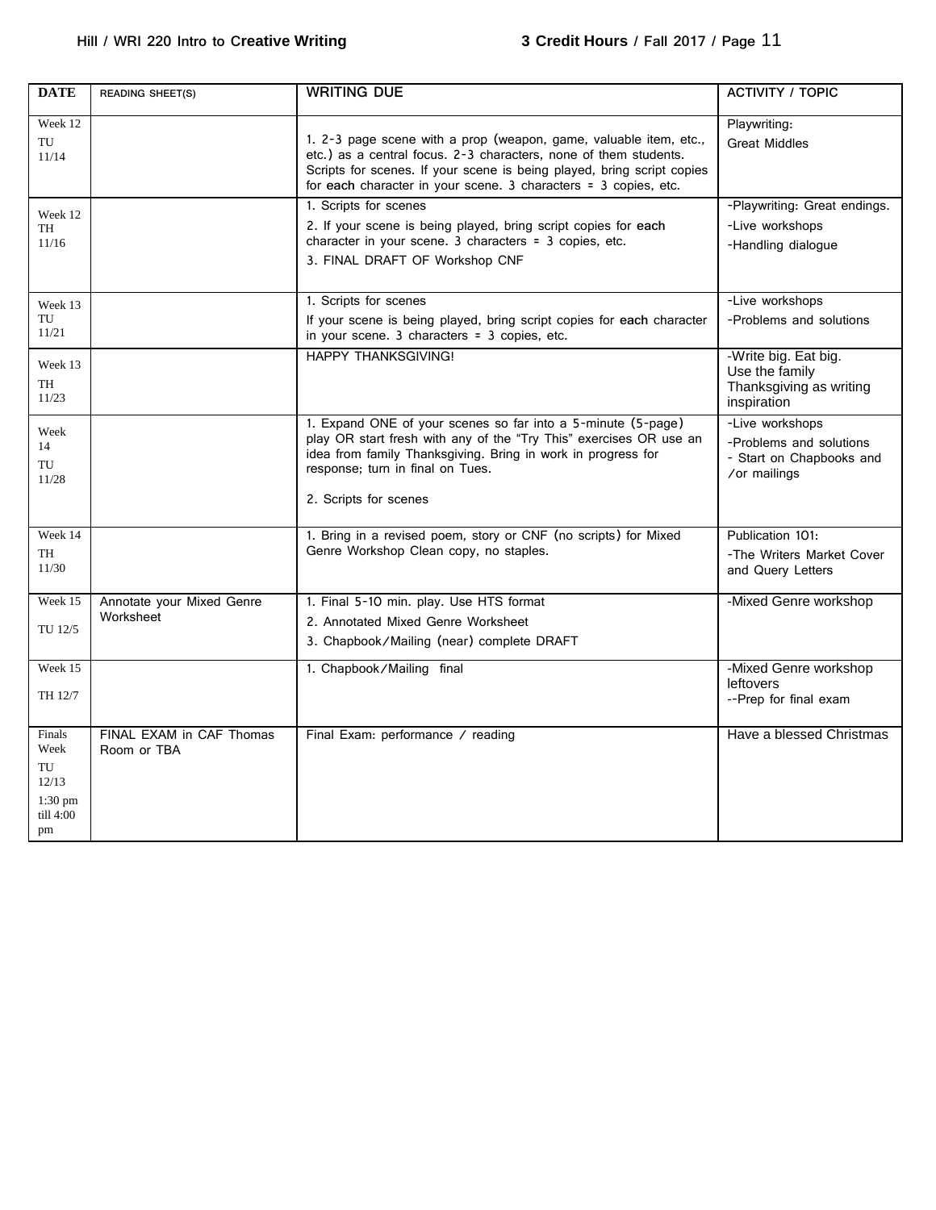| DATE | READING SHEET(S) | WRITING DUE | ACTIVITY / TOPIC |
|---|---|---|---|
| Week 12 TU 11/14 | | 1. 2-3 page scene with a prop (weapon, game, valuable item, etc., etc.) as a central focus. 2-3 characters, none of them students. Scripts for scenes. If your scene is being played, bring script copies for **each** character in your scene. 3 characters = 3 copies, etc. | Playwriting: Great Middles |
| Week 12 TH 11/16 | | 1. Scripts for scenes<br>2. If your scene is being played, bring script copies for **each** character in your scene. 3 characters = 3 copies, etc.<br>3. FINAL DRAFT OF Workshop CNF | -Playwriting: Great endings.<br>-Live workshops<br>-Handling dialogue |
| Week 13 TU 11/21 | | 1. Scripts for scenes<br>If your scene is being played, bring script copies for **each** character in your scene. 3 characters = 3 copies, etc. | -Live workshops<br>-Problems and solutions |
| Week 13 TH 11/23 | | HAPPY THANKSGIVING! | -Write big. Eat big. Use the family Thanksgiving as writing inspiration |
| Week 14 TU 11/28 | | 1. Expand ONE of your scenes so far into a 5-minute (5-page) play OR start fresh with any of the "Try This" exercises OR use an idea from family Thanksgiving. Bring in work in progress for response; turn in final on Tues.<br>2. Scripts for scenes | -Live workshops<br>-Problems and solutions<br>- Start on Chapbooks and /or mailings |
| Week 14 TH 11/30 | | 1. Bring in a revised poem, story or CNF (no scripts) for Mixed Genre Workshop Clean copy, no staples. | Publication 101:<br>-The Writers Market Cover and Query Letters |
| Week 15 TU 12/5 | Annotate your Mixed Genre Worksheet | 1. Final 5-10 min. play. Use HTS format<br>2. Annotated Mixed Genre Worksheet<br>3. Chapbook/Mailing (near) complete DRAFT | -Mixed Genre workshop |
| Week 15 TH 12/7 | | 1. Chapbook/Mailing final | -Mixed Genre workshop leftovers<br>--Prep for final exam |
| Finals Week TU 12/13 1:30 pm till 4:00 pm | FINAL EXAM in CAF Thomas Room or TBA | Final Exam: performance / reading | Have a blessed Christmas |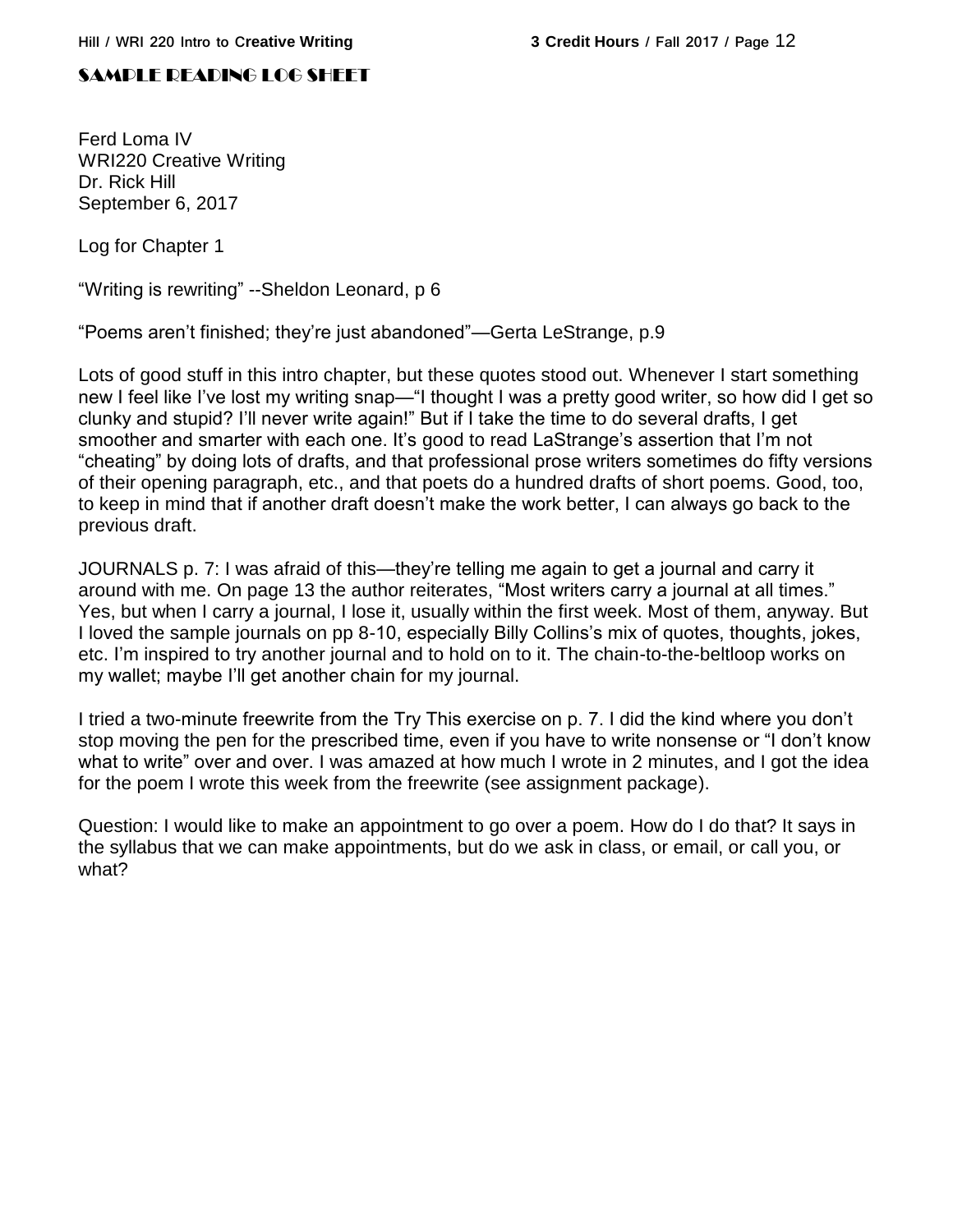## SAMPLE READING LOG SHEET

Ferd Loma IV
WRI220 Creative Writing
Dr. Rick Hill
September 6, 2017

Log for Chapter 1

"Writing is rewriting" --Sheldon Leonard, p 6

"Poems aren't finished; they're just abandoned"—Gerta LeStrange, p.9

Lots of good stuff in this intro chapter, but these quotes stood out. Whenever I start something new I feel like I've lost my writing snap—"I thought I was a pretty good writer, so how did I get so clunky and stupid? I'll never write again!" But if I take the time to do several drafts, I get smoother and smarter with each one. It's good to read LaStrange's assertion that I'm not "cheating" by doing lots of drafts, and that professional prose writers sometimes do fifty versions of their opening paragraph, etc., and that poets do a hundred drafts of short poems. Good, too, to keep in mind that if another draft doesn't make the work better, I can always go back to the previous draft.

JOURNALS p. 7: I was afraid of this—they're telling me again to get a journal and carry it around with me. On page 13 the author reiterates, "Most writers carry a journal at all times." Yes, but when I carry a journal, I lose it, usually within the first week. Most of them, anyway. But I loved the sample journals on pp 8-10, especially Billy Collins's mix of quotes, thoughts, jokes, etc. I'm inspired to try another journal and to hold on to it. The chain-to-the-beltloop works on my wallet; maybe I'll get another chain for my journal.

I tried a two-minute freewrite from the Try This exercise on p. 7. I did the kind where you don't stop moving the pen for the prescribed time, even if you have to write nonsense or "I don't know what to write" over and over. I was amazed at how much I wrote in 2 minutes, and I got the idea for the poem I wrote this week from the freewrite (see assignment package).

Question: I would like to make an appointment to go over a poem. How do I do that? It says in the syllabus that we can make appointments, but do we ask in class, or email, or call you, or what?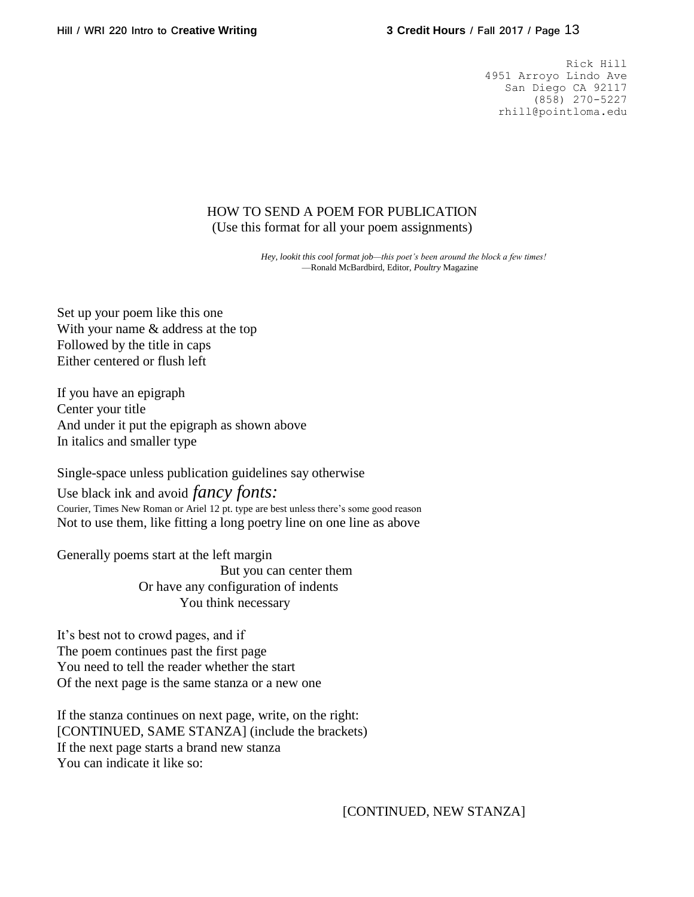Rick Hill  
4951 Arroyo Lindo Ave  
San Diego CA 92117  
(858) 270-5227  
rhill@pointloma.edu

HOW TO SEND A POEM FOR PUBLICATION  
(Use this format for all your poem assignments)

*Hey, lookit this cool format job—this poet's been around the block a few times!*  
—Ronald McBardbird, Editor, *Poultry* Magazine

Set up your poem like this one  
With your name & address at the top  
Followed by the title in caps  
Either centered or flush left

If you have an epigraph  
Center your title  
And under it put the epigraph as shown above  
In italics and smaller type

Single-space unless publication guidelines say otherwise  
Use black ink and avoid *fancy fonts:*  
Courier, Times New Roman or Ariel 12 pt. type are best unless there's some good reason  
Not to use them, like fitting a long poetry line on one line as above

Generally poems start at the left margin  
                                        But you can center them  
                    Or have any configuration of indents  
                              You think necessary

It's best not to crowd pages, and if  
The poem continues past the first page  
You need to tell the reader whether the start  
Of the next page is the same stanza or a new one

If the stanza continues on next page, write, on the right:  
[CONTINUED, SAME STANZA] (include the brackets)  
If the next page starts a brand new stanza  
You can indicate it like so:

[CONTINUED, NEW STANZA]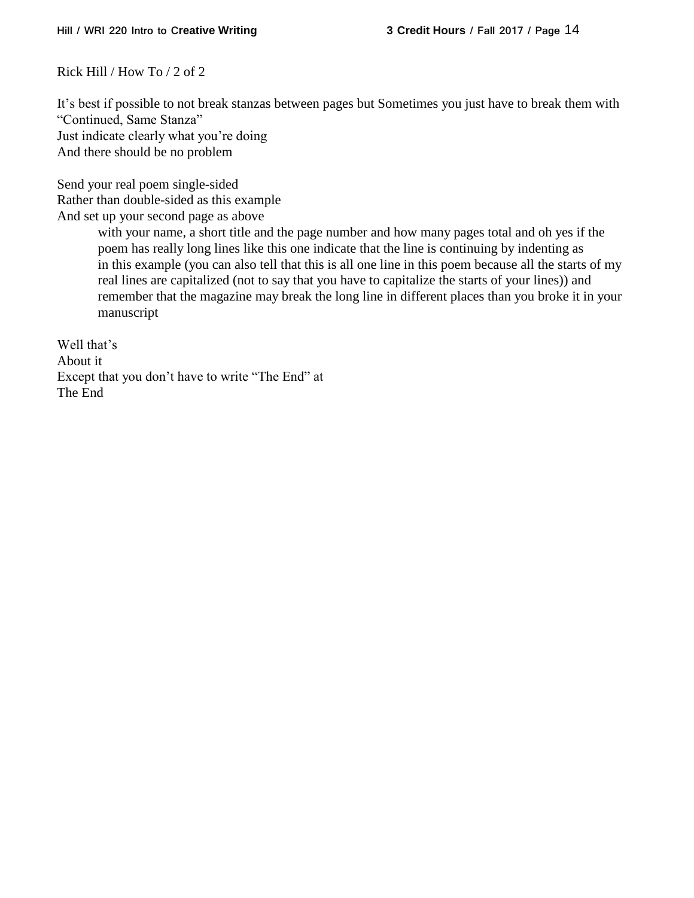Rick Hill / How To / 2 of 2

It's best if possible to not break stanzas between pages but Sometimes you just have to break them with "Continued, Same Stanza"
Just indicate clearly what you're doing
And there should be no problem

Send your real poem single-sided
Rather than double-sided as this example
And set up your second page as above
    with your name, a short title and the page number and how many pages total and oh yes if the poem has really long lines like this one indicate that the line is continuing by indenting as in this example (you can also tell that this is all one line in this poem because all the starts of my real lines are capitalized (not to say that you have to capitalize the starts of your lines)) and remember that the magazine may break the long line in different places than you broke it in your manuscript

Well that's
About it
Except that you don't have to write "The End" at
The End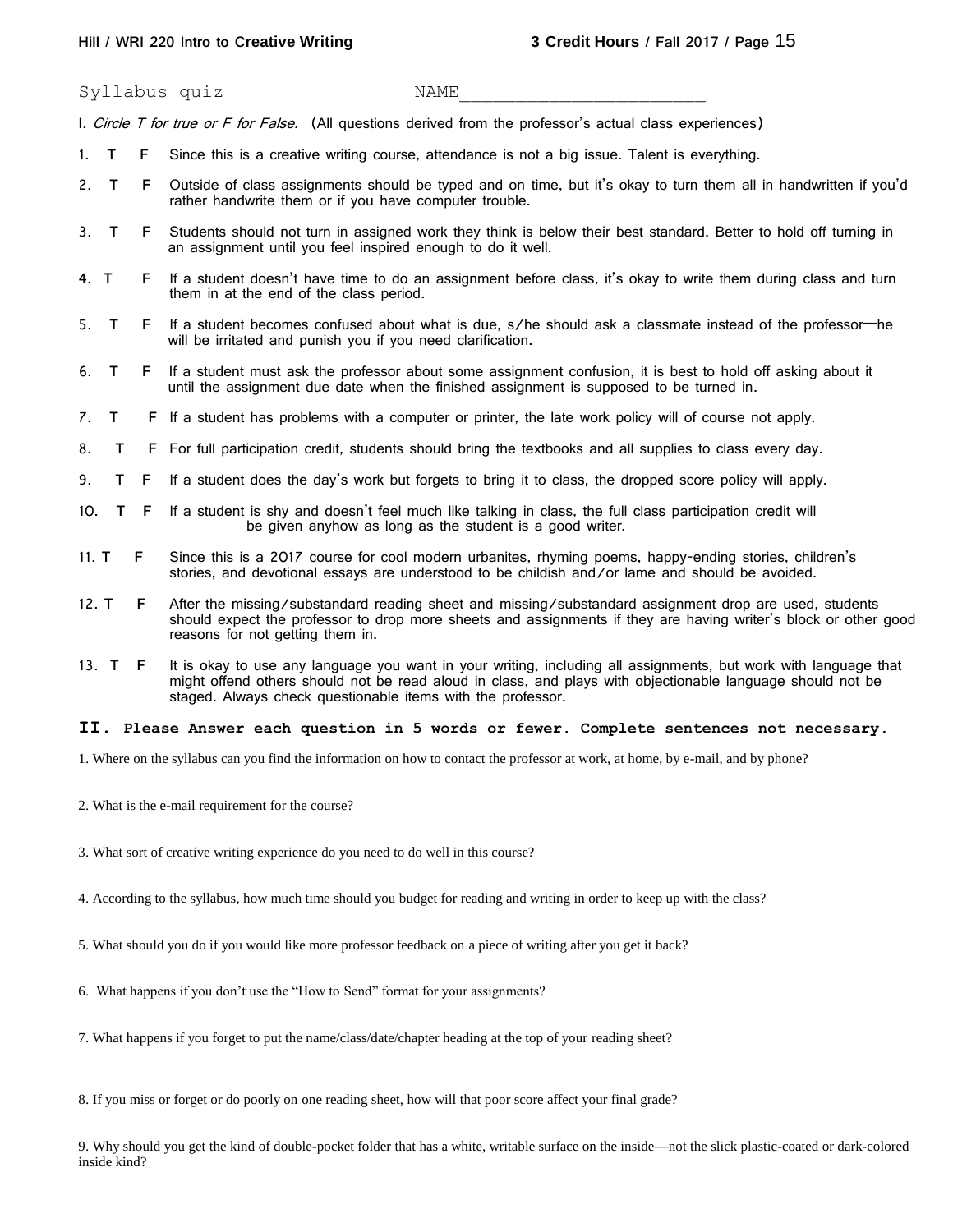Syllabus quiz NAME________________________

I. *Circle T for true or F for False.* (All questions derived from the professor's actual class experiences)

1. T F Since this is a creative writing course, attendance is not a big issue. Talent is everything.

2. T F Outside of class assignments should be typed and on time, but it's okay to turn them all in handwritten if you'd rather handwrite them or if you have computer trouble.

3. T F Students should not turn in assigned work they think is below their best standard. Better to hold off turning in an assignment until you feel inspired enough to do it well.

4. T F If a student doesn't have time to do an assignment before class, it's okay to write them during class and turn them in at the end of the class period.

5. T F If a student becomes confused about what is due, s/he should ask a classmate instead of the professor—he will be irritated and punish you if you need clarification.

6. T F If a student must ask the professor about some assignment confusion, it is best to hold off asking about it until the assignment due date when the finished assignment is supposed to be turned in.

7. T F If a student has problems with a computer or printer, the late work policy will of course not apply.

8. T F For full participation credit, students should bring the textbooks and all supplies to class every day.

9. T F If a student does the day's work but forgets to bring it to class, the dropped score policy will apply.

10. T F If a student is shy and doesn't feel much like talking in class, the full class participation credit will be given anyhow as long as the student is a good writer.

11. T F Since this is a 2017 course for cool modern urbanites, rhyming poems, happy-ending stories, children's stories, and devotional essays are understood to be childish and/or lame and should be avoided.

12. T F After the missing/substandard reading sheet and missing/substandard assignment drop are used, students should expect the professor to drop more sheets and assignments if they are having writer's block or other good reasons for not getting them in.

13. T F It is okay to use any language you want in your writing, including all assignments, but work with language that might offend others should not be read aloud in class, and plays with objectionable language should not be staged. Always check questionable items with the professor.

**II. Please Answer each question in 5 words or fewer. Complete sentences not necessary.**

1. Where on the syllabus can you find the information on how to contact the professor at work, at home, by e-mail, and by phone?

2. What is the e-mail requirement for the course?

3. What sort of creative writing experience do you need to do well in this course?

4. According to the syllabus, how much time should you budget for reading and writing in order to keep up with the class?

5. What should you do if you would like more professor feedback on a piece of writing after you get it back?

6. What happens if you don't use the "How to Send" format for your assignments?

7. What happens if you forget to put the name/class/date/chapter heading at the top of your reading sheet?

8. If you miss or forget or do poorly on one reading sheet, how will that poor score affect your final grade?

9. Why should you get the kind of double-pocket folder that has a white, writable surface on the inside—not the slick plastic-coated or dark-colored inside kind?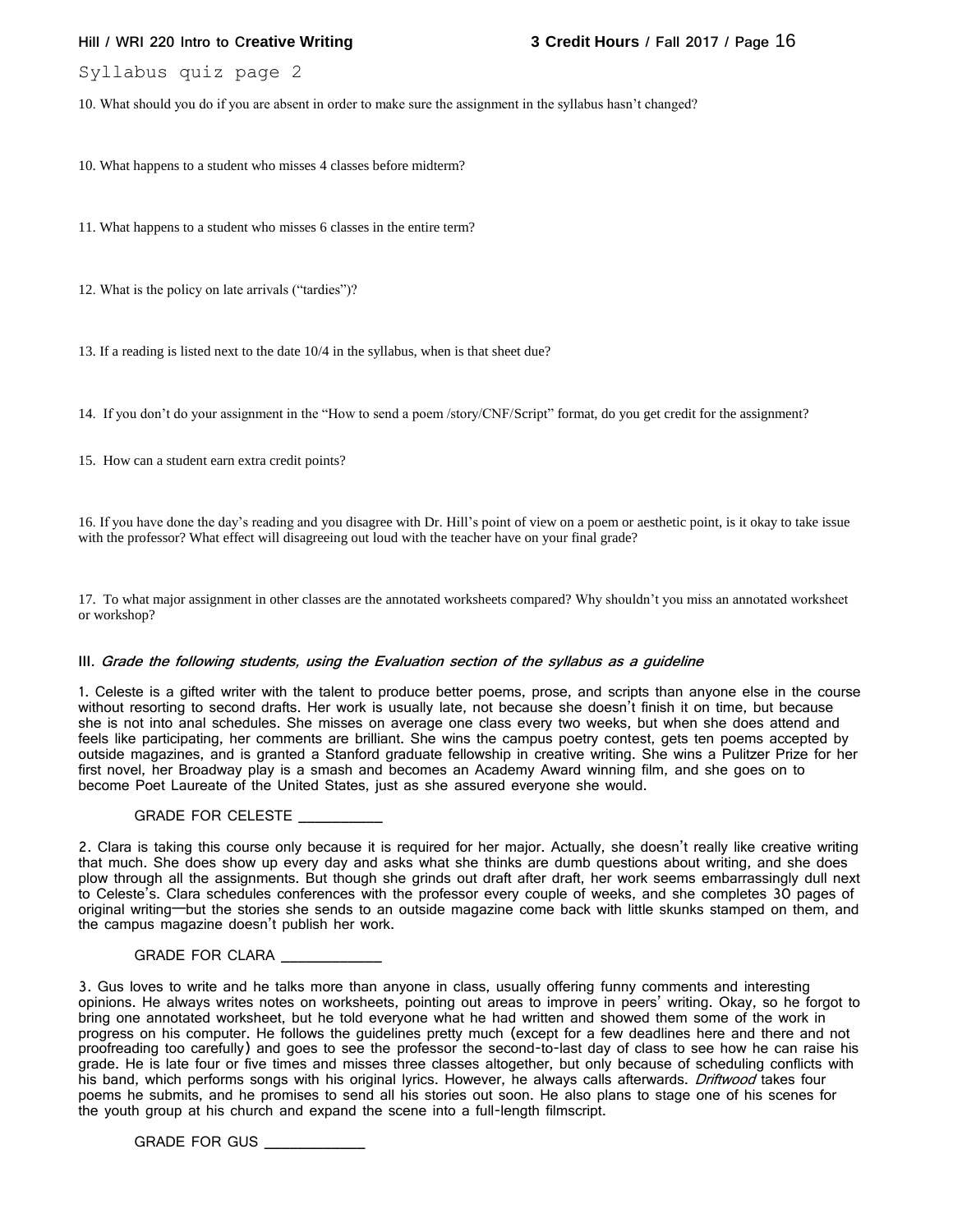Syllabus quiz page 2

10. What should you do if you are absent in order to make sure the assignment in the syllabus hasn't changed?

10. What happens to a student who misses 4 classes before midterm?

11. What happens to a student who misses 6 classes in the entire term?

12. What is the policy on late arrivals ("tardies")?

13. If a reading is listed next to the date 10/4 in the syllabus, when is that sheet due?

14. If you don't do your assignment in the "How to send a poem /story/CNF/Script" format, do you get credit for the assignment?

15. How can a student earn extra credit points?

16. If you have done the day's reading and you disagree with Dr. Hill's point of view on a poem or aesthetic point, is it okay to take issue with the professor? What effect will disagreeing out loud with the teacher have on your final grade?

17. To what major assignment in other classes are the annotated worksheets compared? Why shouldn't you miss an annotated worksheet or workshop?

### III. *Grade the following students, using the Evaluation section of the syllabus as a guideline*

1. Celeste is a gifted writer with the talent to produce better poems, prose, and scripts than anyone else in the course without resorting to second drafts. Her work is usually late, not because she doesn't finish it on time, but because she is not into anal schedules. She misses on average one class every two weeks, but when she does attend and feels like participating, her comments are brilliant. She wins the campus poetry contest, gets ten poems accepted by outside magazines, and is granted a Stanford graduate fellowship in creative writing. She wins a Pulitzer Prize for her first novel, her Broadway play is a smash and becomes an Academy Award winning film, and she goes on to become Poet Laureate of the United States, just as she assured everyone she would.

GRADE FOR CELESTE __________

2. Clara is taking this course only because it is required for her major. Actually, she doesn't really like creative writing that much. She does show up every day and asks what she thinks are dumb questions about writing, and she does plow through all the assignments. But though she grinds out draft after draft, her work seems embarrassingly dull next to Celeste's. Clara schedules conferences with the professor every couple of weeks, and she completes 30 pages of original writing—but the stories she sends to an outside magazine come back with little skunks stamped on them, and the campus magazine doesn't publish her work.

GRADE FOR CLARA __________

3. Gus loves to write and he talks more than anyone in class, usually offering funny comments and interesting opinions. He always writes notes on worksheets, pointing out areas to improve in peers' writing. Okay, so he forgot to bring one annotated worksheet, but he told everyone what he had written and showed them some of the work in progress on his computer. He follows the guidelines pretty much (except for a few deadlines here and there and not proofreading too carefully) and goes to see the professor the second-to-last day of class to see how he can raise his grade. He is late four or five times and misses three classes altogether, but only because of scheduling conflicts with his band, which performs songs with his original lyrics. However, he always calls afterwards. *Driftwood* takes four poems he submits, and he promises to send all his stories out soon. He also plans to stage one of his scenes for the youth group at his church and expand the scene into a full-length filmscript.

GRADE FOR GUS __________